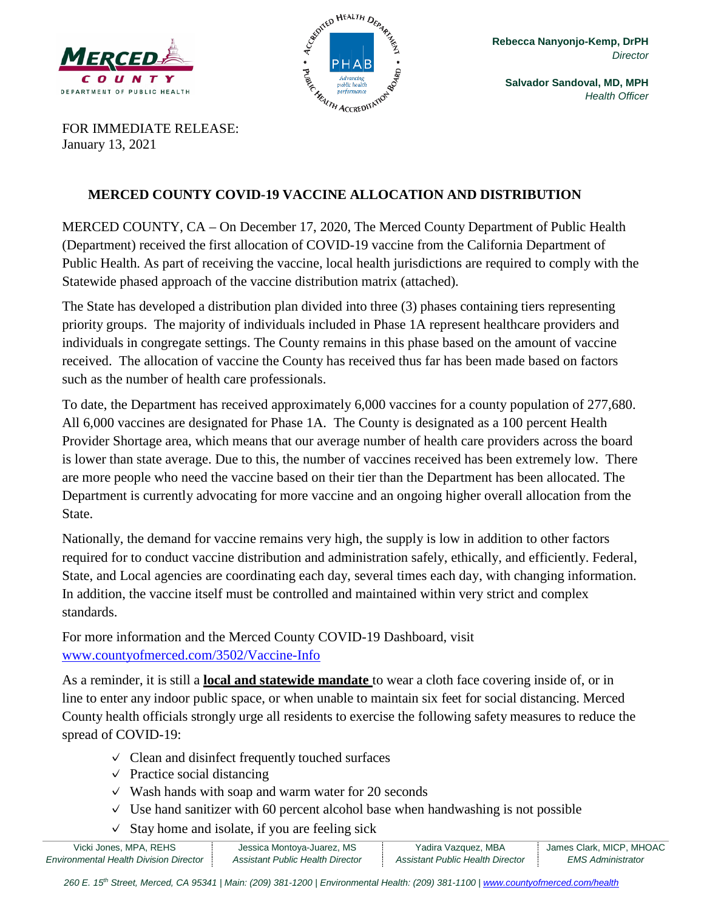Rebecca Nanyonjo-Kemp, DrPH
*Director*

Salvador Sandoval, MD, MPH
*Health Officer*

FOR IMMEDIATE RELEASE:
January 13, 2021

## MERCED COUNTY COVID-19 VACCINE ALLOCATION AND DISTRIBUTION

MERCED COUNTY, CA – On December 17, 2020, The Merced County Department of Public Health (Department) received the first allocation of COVID-19 vaccine from the California Department of Public Health. As part of receiving the vaccine, local health jurisdictions are required to comply with the Statewide phased approach of the vaccine distribution matrix (attached).

The State has developed a distribution plan divided into three (3) phases containing tiers representing priority groups. The majority of individuals included in Phase 1A represent healthcare providers and individuals in congregate settings. The County remains in this phase based on the amount of vaccine received. The allocation of vaccine the County has received thus far has been made based on factors such as the number of health care professionals.

To date, the Department has received approximately 6,000 vaccines for a county population of 277,680. All 6,000 vaccines are designated for Phase 1A. The County is designated as a 100 percent Health Provider Shortage area, which means that our average number of health care providers across the board is lower than state average. Due to this, the number of vaccines received has been extremely low. There are more people who need the vaccine based on their tier than the Department has been allocated. The Department is currently advocating for more vaccine and an ongoing higher overall allocation from the State.

Nationally, the demand for vaccine remains very high, the supply is low in addition to other factors required for to conduct vaccine distribution and administration safely, ethically, and efficiently. Federal, State, and Local agencies are coordinating each day, several times each day, with changing information. In addition, the vaccine itself must be controlled and maintained within very strict and complex standards.

For more information and the Merced County COVID-19 Dashboard, visit [www.countyofmerced.com/3502/Vaccine-Info](www.countyofmerced.com/3502/Vaccine-Info)

As a reminder, it is still a **local and statewide mandate** to wear a cloth face covering inside of, or in line to enter any indoor public space, or when unable to maintain six feet for social distancing. Merced County health officials strongly urge all residents to exercise the following safety measures to reduce the spread of COVID-19:

- ✓ Clean and disinfect frequently touched surfaces
- ✓ Practice social distancing
- ✓ Wash hands with soap and warm water for 20 seconds
- ✓ Use hand sanitizer with 60 percent alcohol base when handwashing is not possible
- ✓ Stay home and isolate, if you are feeling sick

| Vicki Jones, MPA, REHS *Environmental Health Division Director* | Jessica Montoya-Juarez, MS *Assistant Public Health Director* | Yadira Vazquez, MBA *Assistant Public Health Director* | James Clark, MICP, MHOAC *EMS Administrator* |
|---|---|---|---|

*260 E. 15th Street, Merced, CA 95341 | Main: (209) 381-1200 | Environmental Health: (209) 381-1100 | www.countyofmerced.com/health*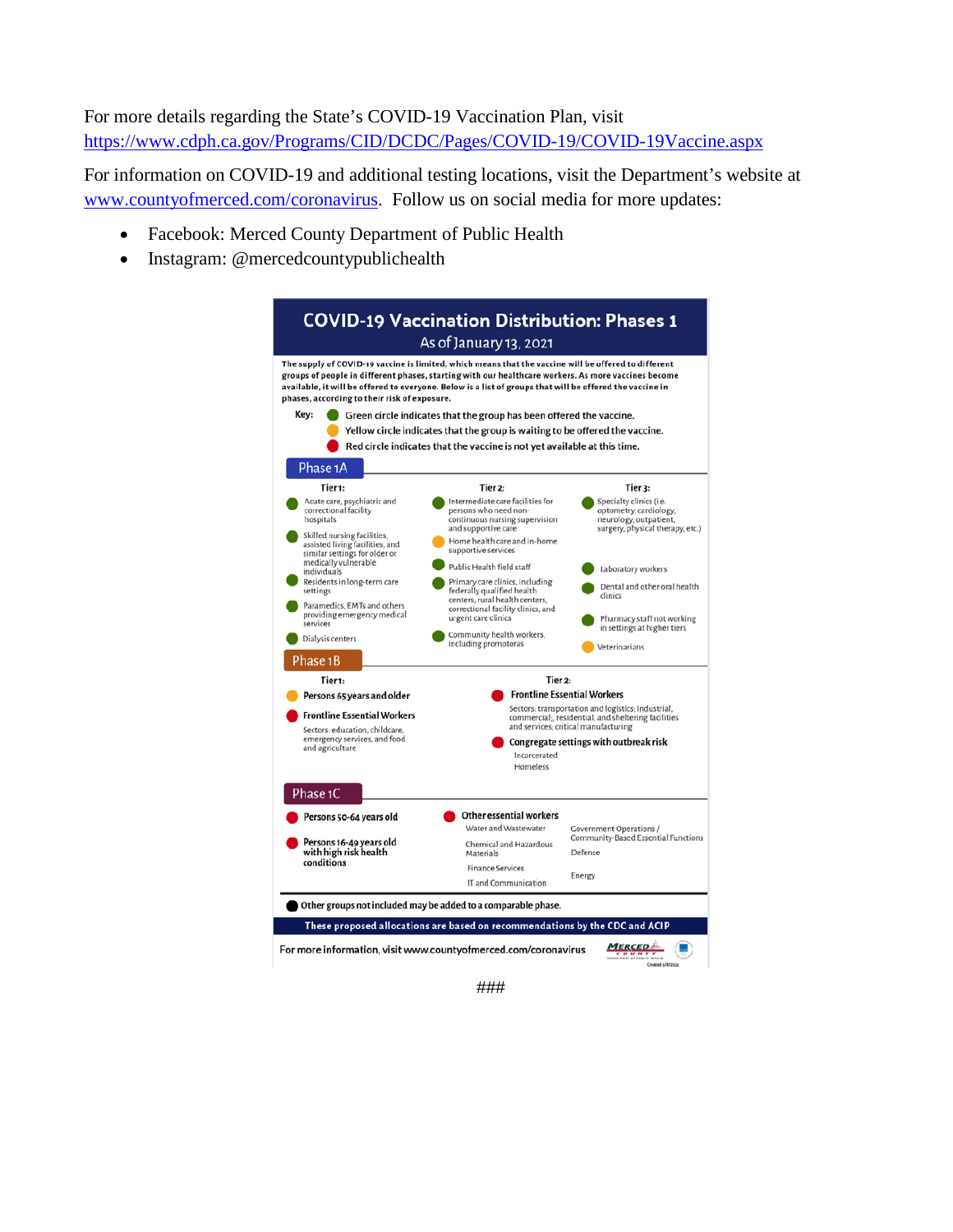For more details regarding the State's COVID-19 Vaccination Plan, visit https://www.cdph.ca.gov/Programs/CID/DCDC/Pages/COVID-19/COVID-19Vaccine.aspx

For information on COVID-19 and additional testing locations, visit the Department's website at www.countyofmerced.com/coronavirus. Follow us on social media for more updates:

- Facebook: Merced County Department of Public Health
- Instagram: @mercedcountypublichealth

## COVID-19 Vaccination Distribution: Phases 1

As of January 13, 2021

**The supply of COVID-19 vaccine is limited, which means that the vaccine will be offered to different groups of people in different phases, starting with our healthcare workers. As more vaccines become available, it will be offered to everyone. Below is a list of groups that will be offered the vaccine in phases, according to their risk of exposure.**

Key:
- Green circle indicates that the group has been offered the vaccine.
- Yellow circle indicates that the group is waiting to be offered the vaccine.
- Red circle indicates that the vaccine is not yet available at this time.

### Phase 1A

**Tier 1:**
- (Green) Acute care, psychiatric and correctional facility hospitals
- (Green) Skilled nursing facilities, assisted living facilities, and similar settings for older or medically vulnerable individuals
- (Green) Residents in long-term care settings
- (Green) Paramedics, EMTs and others providing emergency medical services
- (Green) Dialysis centers

**Tier 2:**
- (Green) Intermediate care facilities for persons who need non-continuous nursing supervision and supportive care
- (Yellow) Home health care and in-home supportive services
- (Green) Public Health field staff
- (Green) Primary care clinics, including federally qualified health centers, rural health centers, correctional facility clinics, and urgent care clinics
- (Green) Community health workers, including promotoras

**Tier 3:**
- (Green) Specialty clinics (i.e. optometry, cardiology, neurology, outpatient, surgery, physical therapy, etc.)
- (Green) Laboratory workers
- (Green) Dental and other oral health clinics
- (Green) Pharmacy staff not working in settings at higher tiers
- (Yellow) Veterinarians

### Phase 1B

**Tier 1:**
- (Yellow) **Persons 65 years and older**
- (Red) **Frontline Essential Workers**
  Sectors: education, childcare, emergency services, and food and agriculture

**Tier 2:**
- (Red) **Frontline Essential Workers**
  Sectors: transportation and logistics; industrial, commercial;, residential, and sheltering facilities and services; critical manufacturing
- (Red) **Congregate settings with outbreak risk**
  Incarcerated
  Homeless

### Phase 1C

- (Red) **Persons 50-64 years old**
- (Red) **Persons 16-49 years old with high risk health conditions**
- (Red) **Other essential workers**
  - Water and Wastewater
  - Chemical and Hazardous Materials
  - Finance Services
  - IT and Communication
  - Government Operations / Community-Based Essential Functions
  - Defense
  - Energy

Other groups not included may be added to a comparable phase.

**These proposed allocations are based on recommendations by the CDC and ACIP**

For more information, visit www.countyofmerced.com/coronavirus

###